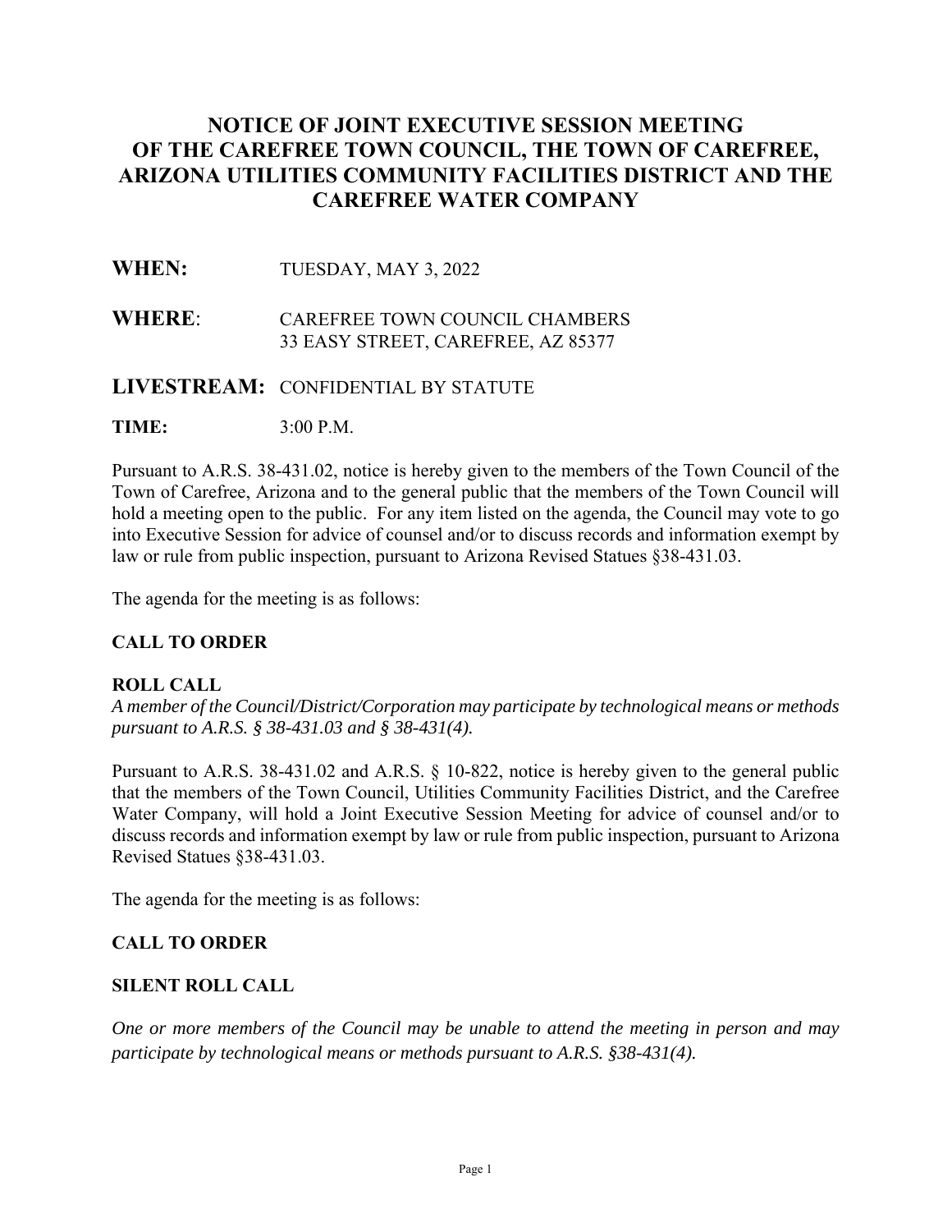# NOTICE OF JOINT EXECUTIVE SESSION MEETING OF THE CAREFREE TOWN COUNCIL, THE TOWN OF CAREFREE, ARIZONA UTILITIES COMMUNITY FACILITIES DISTRICT AND THE CAREFREE WATER COMPANY

**WHEN:** TUESDAY, MAY 3, 2022

**WHERE**: CAREFREE TOWN COUNCIL CHAMBERS
33 EASY STREET, CAREFREE, AZ 85377

**LIVESTREAM:** CONFIDENTIAL BY STATUTE

**TIME:** 3:00 P.M.

Pursuant to A.R.S. 38-431.02, notice is hereby given to the members of the Town Council of the Town of Carefree, Arizona and to the general public that the members of the Town Council will hold a meeting open to the public. For any item listed on the agenda, the Council may vote to go into Executive Session for advice of counsel and/or to discuss records and information exempt by law or rule from public inspection, pursuant to Arizona Revised Statues §38-431.03.

The agenda for the meeting is as follows:

**CALL TO ORDER**

**ROLL CALL**

*A member of the Council/District/Corporation may participate by technological means or methods pursuant to A.R.S. § 38-431.03 and § 38-431(4).*

Pursuant to A.R.S. 38-431.02 and A.R.S. § 10-822, notice is hereby given to the general public that the members of the Town Council, Utilities Community Facilities District, and the Carefree Water Company, will hold a Joint Executive Session Meeting for advice of counsel and/or to discuss records and information exempt by law or rule from public inspection, pursuant to Arizona Revised Statues §38-431.03.

The agenda for the meeting is as follows:

**CALL TO ORDER**

**SILENT ROLL CALL**

*One or more members of the Council may be unable to attend the meeting in person and may participate by technological means or methods pursuant to A.R.S. §38-431(4).*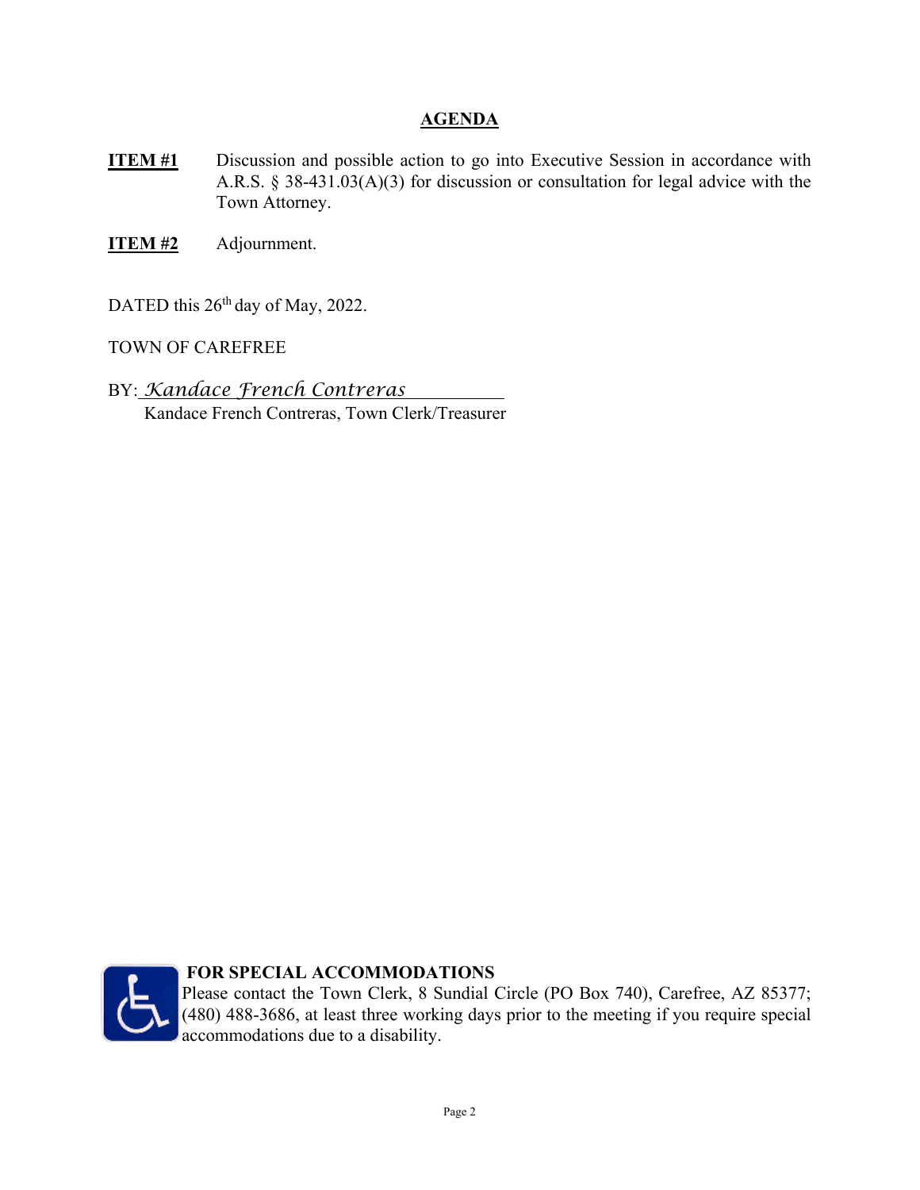## AGENDA

**ITEM #1** Discussion and possible action to go into Executive Session in accordance with A.R.S. § 38-431.03(A)(3) for discussion or consultation for legal advice with the Town Attorney.

**ITEM #2** Adjournment.

DATED this 26th day of May, 2022.

TOWN OF CAREFREE

BY: *Kandace French Contreras*
Kandace French Contreras, Town Clerk/Treasurer

**FOR SPECIAL ACCOMMODATIONS**
Please contact the Town Clerk, 8 Sundial Circle (PO Box 740), Carefree, AZ 85377; (480) 488-3686, at least three working days prior to the meeting if you require special accommodations due to a disability.